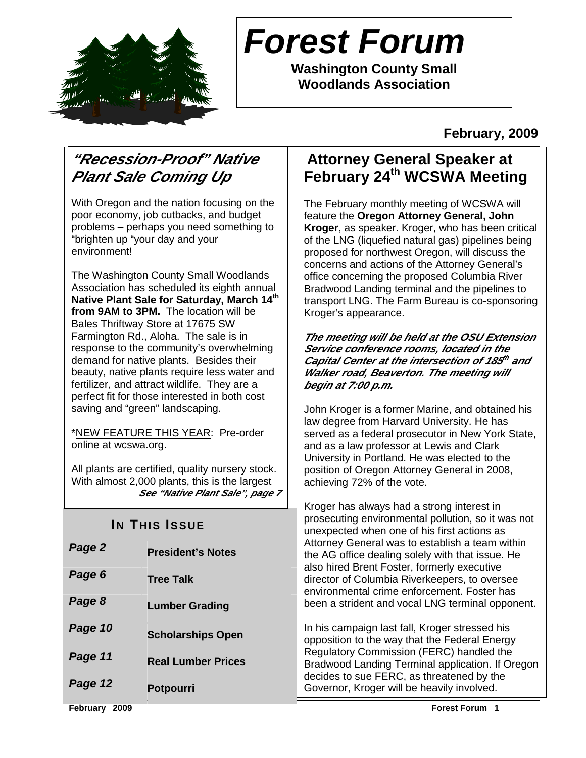# Forest Forum

**Washington County Small Woodlands Association**

**February, 2009**

## *"Recession-Proof" Native Plant Sale Coming Up*

With Oregon and the nation focusing on the poor economy, job cutbacks, and budget problems – perhaps you need something to "brighten up "your day and your environment!

The Washington County Small Woodlands Association has scheduled its eighth annual **Native Plant Sale for Saturday, March 14th from 9AM to 3PM.** The location will be Bales Thriftway Store at 17675 SW Farmington Rd., Aloha. The sale is in response to the community's overwhelming demand for native plants. Besides their beauty, native plants require less water and fertilizer, and attract wildlife. They are a perfect fit for those interested in both cost saving and "green" landscaping.

*NEW FEATURE THIS YEAR: Pre-order online at wcswa.org.

All plants are certified, quality nursery stock. With almost 2,000 plants, this is the largest

***See "Native Plant Sale", page 7***

### IN THIS ISSUE

| | |
|---|---|
| **Page 2** | **President's Notes** |
| **Page 6** | **Tree Talk** |
| **Page 8** | **Lumber Grading** |
| **Page 10** | **Scholarships Open** |
| **Page 11** | **Real Lumber Prices** |
| **Page 12** | **Potpourri** |

## Attorney General Speaker at February 24th WCSWA Meeting

The February monthly meeting of WCSWA will feature the **Oregon Attorney General, John Kroger**, as speaker. Kroger, who has been critical of the LNG (liquefied natural gas) pipelines being proposed for northwest Oregon, will discuss the concerns and actions of the Attorney General's office concerning the proposed Columbia River Bradwood Landing terminal and the pipelines to transport LNG. The Farm Bureau is co-sponsoring Kroger's appearance.

***The meeting will be held at the OSU Extension Service conference rooms, located in the Capital Center at the intersection of 185th and Walker road, Beaverton. The meeting will begin at 7:00 p.m.***

John Kroger is a former Marine, and obtained his law degree from Harvard University. He has served as a federal prosecutor in New York State, and as a law professor at Lewis and Clark University in Portland. He was elected to the position of Oregon Attorney General in 2008, achieving 72% of the vote.

Kroger has always had a strong interest in prosecuting environmental pollution, so it was not unexpected when one of his first actions as Attorney General was to establish a team within the AG office dealing solely with that issue. He also hired Brent Foster, formerly executive director of Columbia Riverkeepers, to oversee environmental crime enforcement. Foster has been a strident and vocal LNG terminal opponent.

In his campaign last fall, Kroger stressed his opposition to the way that the Federal Energy Regulatory Commission (FERC) handled the Bradwood Landing Terminal application. If Oregon decides to sue FERC, as threatened by the Governor, Kroger will be heavily involved.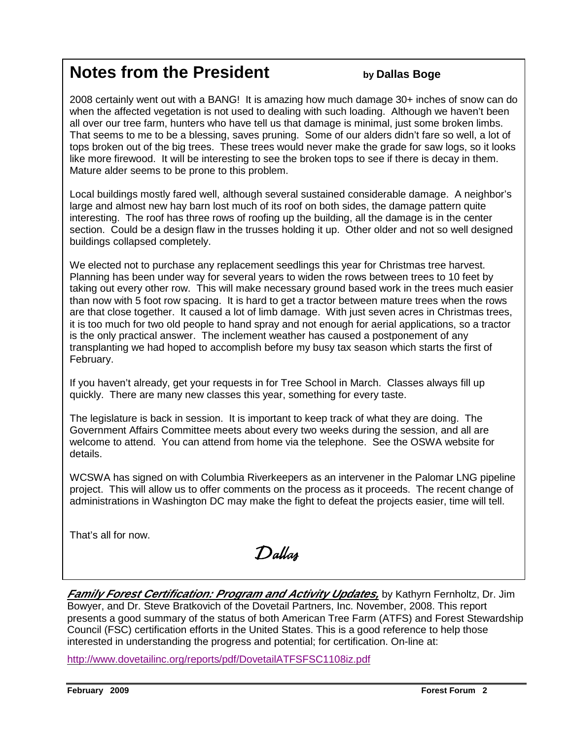## Notes from the President

**by Dallas Boge**

2008 certainly went out with a BANG! It is amazing how much damage 30+ inches of snow can do when the affected vegetation is not used to dealing with such loading. Although we haven't been all over our tree farm, hunters who have tell us that damage is minimal, just some broken limbs. That seems to me to be a blessing, saves pruning. Some of our alders didn't fare so well, a lot of tops broken out of the big trees. These trees would never make the grade for saw logs, so it looks like more firewood. It will be interesting to see the broken tops to see if there is decay in them. Mature alder seems to be prone to this problem.

Local buildings mostly fared well, although several sustained considerable damage. A neighbor's large and almost new hay barn lost much of its roof on both sides, the damage pattern quite interesting. The roof has three rows of roofing up the building, all the damage is in the center section. Could be a design flaw in the trusses holding it up. Other older and not so well designed buildings collapsed completely.

We elected not to purchase any replacement seedlings this year for Christmas tree harvest. Planning has been under way for several years to widen the rows between trees to 10 feet by taking out every other row. This will make necessary ground based work in the trees much easier than now with 5 foot row spacing. It is hard to get a tractor between mature trees when the rows are that close together. It caused a lot of limb damage. With just seven acres in Christmas trees, it is too much for two old people to hand spray and not enough for aerial applications, so a tractor is the only practical answer. The inclement weather has caused a postponement of any transplanting we had hoped to accomplish before my busy tax season which starts the first of February.

If you haven't already, get your requests in for Tree School in March. Classes always fill up quickly. There are many new classes this year, something for every taste.

The legislature is back in session. It is important to keep track of what they are doing. The Government Affairs Committee meets about every two weeks during the session, and all are welcome to attend. You can attend from home via the telephone. See the OSWA website for details.

WCSWA has signed on with Columbia Riverkeepers as an intervener in the Palomar LNG pipeline project. This will allow us to offer comments on the process as it proceeds. The recent change of administrations in Washington DC may make the fight to defeat the projects easier, time will tell.

That's all for now.

*Dallas*

***Family Forest Certification: Program and Activity Updates,*** by Kathyrn Fernholtz, Dr. Jim Bowyer, and Dr. Steve Bratkovich of the Dovetail Partners, Inc. November, 2008. This report presents a good summary of the status of both American Tree Farm (ATFS) and Forest Stewardship Council (FSC) certification efforts in the United States. This is a good reference to help those interested in understanding the progress and potential; for certification. On-line at:

http://www.dovetailinc.org/reports/pdf/DovetailATFSFSC1108iz.pdf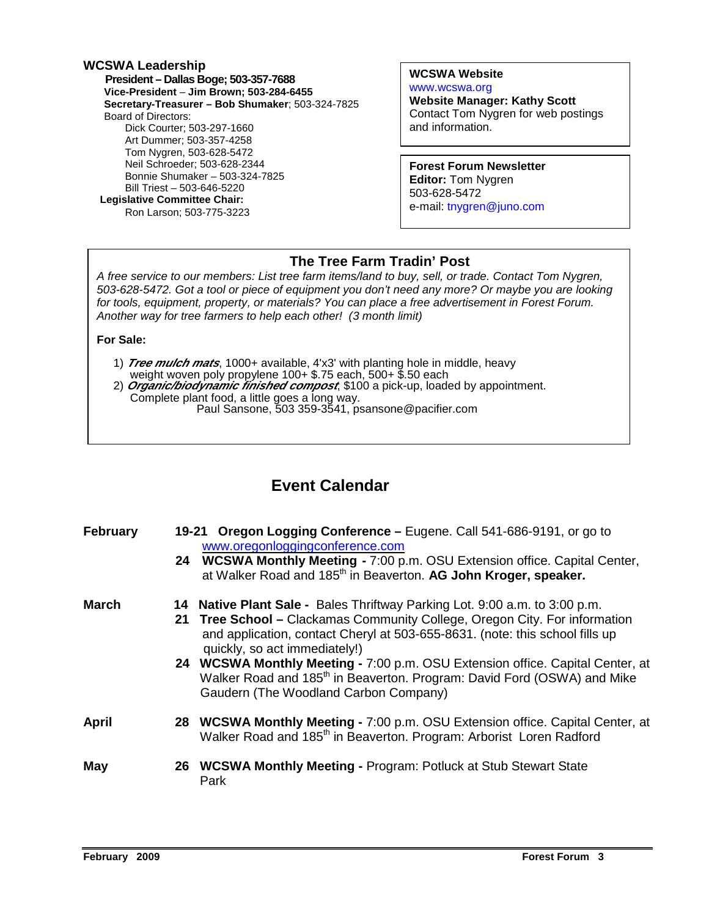## WCSWA Leadership

**President – Dallas Boge; 503-357-7688**
**Vice-President – Jim Brown; 503-284-6455**
**Secretary-Treasurer – Bob Shumaker**; 503-324-7825
Board of Directors:
- Dick Courter; 503-297-1660
- Art Dummer; 503-357-4258
- Tom Nygren, 503-628-5472
- Neil Schroeder; 503-628-2344
- Bonnie Shumaker – 503-324-7825
- Bill Triest – 503-646-5220

**Legislative Committee Chair:**
Ron Larson; 503-775-3223

**WCSWA Website**
www.wcswa.org
**Website Manager: Kathy Scott**
Contact Tom Nygren for web postings and information.

**Forest Forum Newsletter**
**Editor:** Tom Nygren
503-628-5472
e-mail: tnygren@juno.com

## The Tree Farm Tradin' Post

*A free service to our members: List tree farm items/land to buy, sell, or trade. Contact Tom Nygren, 503-628-5472. Got a tool or piece of equipment you don't need any more? Or maybe you are looking for tools, equipment, property, or materials? You can place a free advertisement in Forest Forum. Another way for tree farmers to help each other! (3 month limit)*

**For Sale:**

1) ***Tree mulch mats***, 1000+ available, 4'x3' with planting hole in middle, heavy weight woven poly propylene 100+ $.75 each, 500+ $.50 each
2) ***Organic/biodynamic finished compost***, $100 a pick-up, loaded by appointment. Complete plant food, a little goes a long way.

Paul Sansone, 503 359-3541, psansone@pacifier.com

# Event Calendar

**February**

- **19-21 Oregon Logging Conference –** Eugene. Call 541-686-9191, or go to www.oregonloggingconference.com
- **24 WCSWA Monthly Meeting -** 7:00 p.m. OSU Extension office. Capital Center, at Walker Road and 185th in Beaverton. **AG John Kroger, speaker.**

**March**

- **14 Native Plant Sale -** Bales Thriftway Parking Lot. 9:00 a.m. to 3:00 p.m.
- **21 Tree School –** Clackamas Community College, Oregon City. For information and application, contact Cheryl at 503-655-8631. (note: this school fills up quickly, so act immediately!)
- **24 WCSWA Monthly Meeting -** 7:00 p.m. OSU Extension office. Capital Center, at Walker Road and 185th in Beaverton. Program: David Ford (OSWA) and Mike Gaudern (The Woodland Carbon Company)

**April**

- **28 WCSWA Monthly Meeting -** 7:00 p.m. OSU Extension office. Capital Center, at Walker Road and 185th in Beaverton. Program: Arborist Loren Radford

**May**

- **26 WCSWA Monthly Meeting -** Program: Potluck at Stub Stewart State Park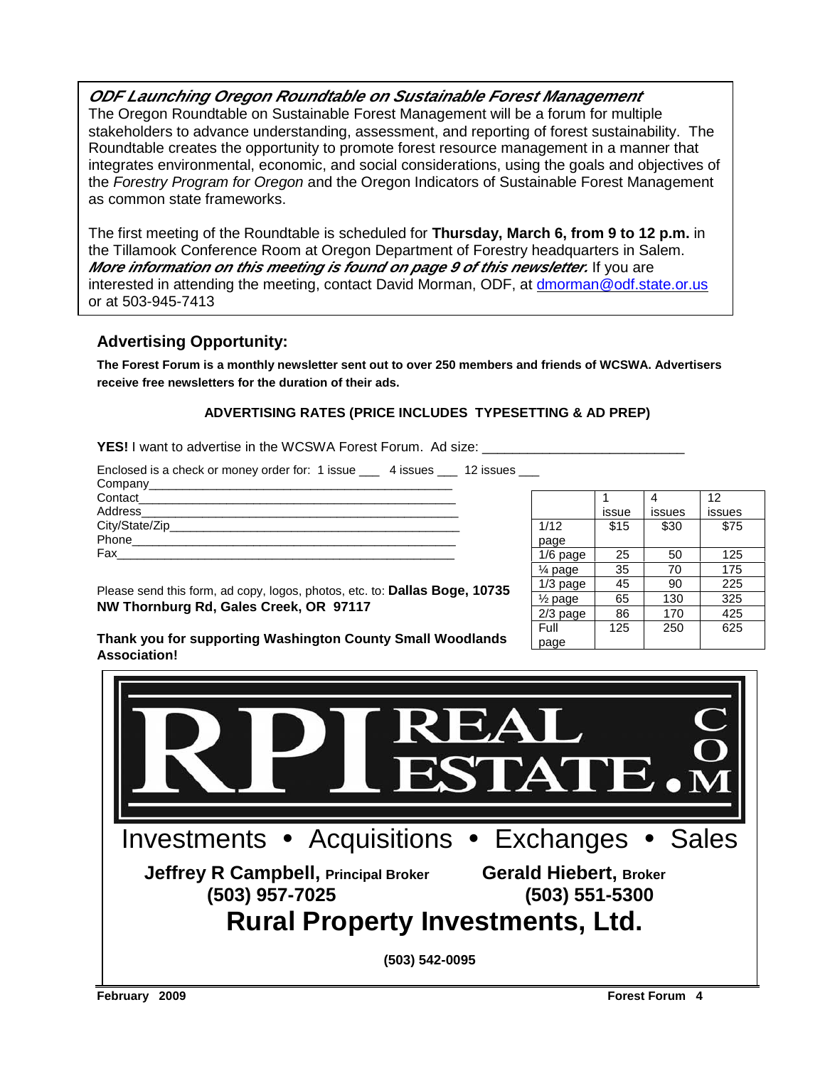## *ODF Launching Oregon Roundtable on Sustainable Forest Management*

The Oregon Roundtable on Sustainable Forest Management will be a forum for multiple stakeholders to advance understanding, assessment, and reporting of forest sustainability. The Roundtable creates the opportunity to promote forest resource management in a manner that integrates environmental, economic, and social considerations, using the goals and objectives of the *Forestry Program for Oregon* and the Oregon Indicators of Sustainable Forest Management as common state frameworks.

The first meeting of the Roundtable is scheduled for **Thursday, March 6, from 9 to 12 p.m.** in the Tillamook Conference Room at Oregon Department of Forestry headquarters in Salem. ***More information on this meeting is found on page 9 of this newsletter.*** If you are interested in attending the meeting, contact David Morman, ODF, at dmorman@odf.state.or.us or at 503-945-7413

### Advertising Opportunity:

**The Forest Forum is a monthly newsletter sent out to over 250 members and friends of WCSWA. Advertisers receive free newsletters for the duration of their ads.**

**ADVERTISING RATES (PRICE INCLUDES TYPESETTING & AD PREP)**

**YES!** I want to advertise in the WCSWA Forest Forum. Ad size: ___________________________

Enclosed is a check or money order for: 1 issue ___ 4 issues ___ 12 issues ___

Company_____________________________________________

Contact______________________________________________

Address______________________________________________

City/State/Zip_________________________________________

Phone_______________________________________________

Fax_________________________________________________

| | 1 issue | 4 issues | 12 issues |
|---|---|---|---|
| 1/12 page | $15 | $30 | $75 |
| 1/6 page | 25 | 50 | 125 |
| ¼ page | 35 | 70 | 175 |
| 1/3 page | 45 | 90 | 225 |
| ½ page | 65 | 130 | 325 |
| 2/3 page | 86 | 170 | 425 |
| Full page | 125 | 250 | 625 |

Please send this form, ad copy, logos, photos, etc. to: **Dallas Boge, 10735 NW Thornburg Rd, Gales Creek, OR 97117**

**Thank you for supporting Washington County Small Woodlands Association!**

RPI REAL ESTATE.COM

Investments • Acquisitions • Exchanges • Sales

**Jeffrey R Campbell, Principal Broker** **(503) 957-7025**

**Gerald Hiebert, Broker** **(503) 551-5300**

**Rural Property Investments, Ltd.**

**(503) 542-0095**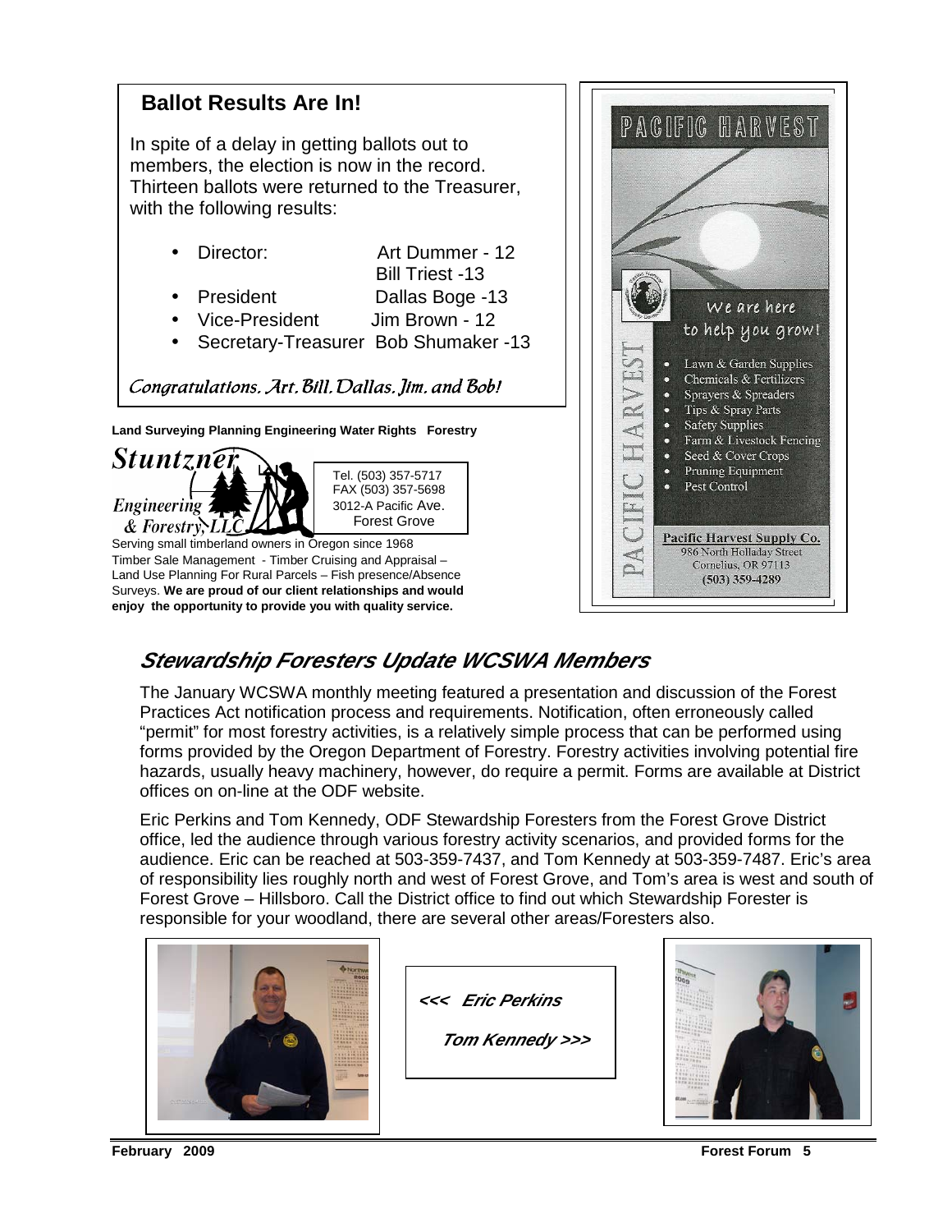## Ballot Results Are In!

In spite of a delay in getting ballots out to members, the election is now in the record. Thirteen ballots were returned to the Treasurer, with the following results:

- Director: Art Dummer - 12
  Bill Triest -13
- President Dallas Boge -13
- Vice-President Jim Brown - 12
- Secretary-Treasurer Bob Shumaker -13

*Congratulations, Art, Bill, Dallas, Jim, and Bob!*

**Land Surveying Planning Engineering Water Rights Forestry**

**Stuntzner Engineering & Forestry, LLC**

Tel. (503) 357-5717
FAX (503) 357-5698
3012-A Pacific Ave.
Forest Grove

Serving small timberland owners in Oregon since 1968
Timber Sale Management - Timber Cruising and Appraisal – Land Use Planning For Rural Parcels – Fish presence/Absence Surveys. **We are proud of our client relationships and would enjoy the opportunity to provide you with quality service.**

**PACIFIC HARVEST**

We are here to help you grow!

- Lawn & Garden Supplies
- Chemicals & Fertilizers
- Sprayers & Spreaders
- Tips & Spray Parts
- Safety Supplies
- Farm & Livestock Fencing
- Seed & Cover Crops
- Pruning Equipment
- Pest Control

**Pacific Harvest Supply Co.**
986 North Holladay Street
Cornelius, OR 97113
**(503) 359-4289**

## *Stewardship Foresters Update WCSWA Members*

The January WCSWA monthly meeting featured a presentation and discussion of the Forest Practices Act notification process and requirements. Notification, often erroneously called "permit" for most forestry activities, is a relatively simple process that can be performed using forms provided by the Oregon Department of Forestry. Forestry activities involving potential fire hazards, usually heavy machinery, however, do require a permit. Forms are available at District offices on on-line at the ODF website.

Eric Perkins and Tom Kennedy, ODF Stewardship Foresters from the Forest Grove District office, led the audience through various forestry activity scenarios, and provided forms for the audience. Eric can be reached at 503-359-7437, and Tom Kennedy at 503-359-7487. Eric's area of responsibility lies roughly north and west of Forest Grove, and Tom's area is west and south of Forest Grove – Hillsboro. Call the District office to find out which Stewardship Forester is responsible for your woodland, there are several other areas/Foresters also.

***<<< Eric Perkins***

***Tom Kennedy >>>***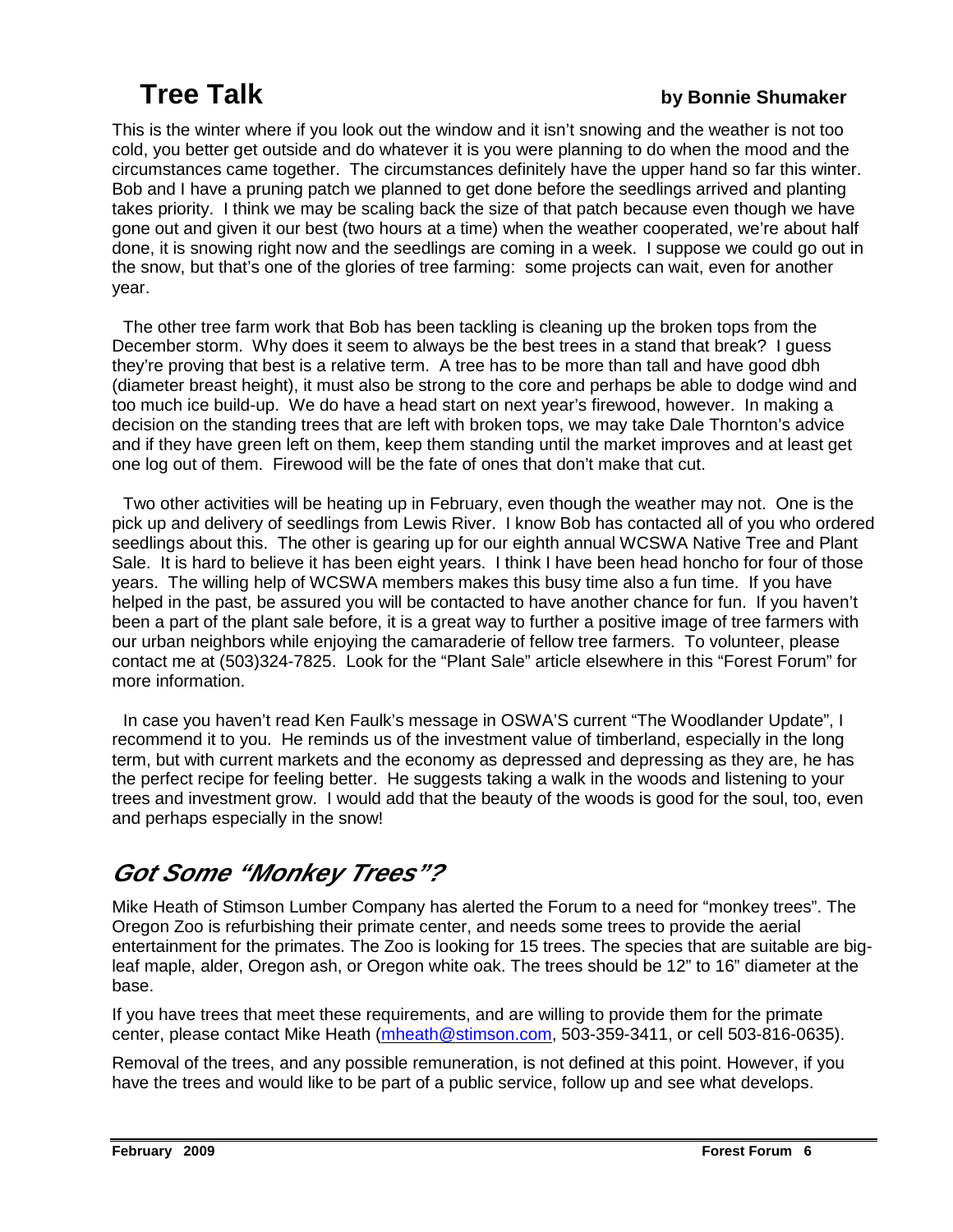## Tree Talk

**by Bonnie Shumaker**

This is the winter where if you look out the window and it isn't snowing and the weather is not too cold, you better get outside and do whatever it is you were planning to do when the mood and the circumstances came together. The circumstances definitely have the upper hand so far this winter. Bob and I have a pruning patch we planned to get done before the seedlings arrived and planting takes priority. I think we may be scaling back the size of that patch because even though we have gone out and given it our best (two hours at a time) when the weather cooperated, we're about half done, it is snowing right now and the seedlings are coming in a week. I suppose we could go out in the snow, but that's one of the glories of tree farming: some projects can wait, even for another year.

The other tree farm work that Bob has been tackling is cleaning up the broken tops from the December storm. Why does it seem to always be the best trees in a stand that break? I guess they're proving that best is a relative term. A tree has to be more than tall and have good dbh (diameter breast height), it must also be strong to the core and perhaps be able to dodge wind and too much ice build-up. We do have a head start on next year's firewood, however. In making a decision on the standing trees that are left with broken tops, we may take Dale Thornton's advice and if they have green left on them, keep them standing until the market improves and at least get one log out of them. Firewood will be the fate of ones that don't make that cut.

Two other activities will be heating up in February, even though the weather may not. One is the pick up and delivery of seedlings from Lewis River. I know Bob has contacted all of you who ordered seedlings about this. The other is gearing up for our eighth annual WCSWA Native Tree and Plant Sale. It is hard to believe it has been eight years. I think I have been head honcho for four of those years. The willing help of WCSWA members makes this busy time also a fun time. If you have helped in the past, be assured you will be contacted to have another chance for fun. If you haven't been a part of the plant sale before, it is a great way to further a positive image of tree farmers with our urban neighbors while enjoying the camaraderie of fellow tree farmers. To volunteer, please contact me at (503)324-7825. Look for the "Plant Sale" article elsewhere in this "Forest Forum" for more information.

In case you haven't read Ken Faulk's message in OSWA'S current "The Woodlander Update", I recommend it to you. He reminds us of the investment value of timberland, especially in the long term, but with current markets and the economy as depressed and depressing as they are, he has the perfect recipe for feeling better. He suggests taking a walk in the woods and listening to your trees and investment grow. I would add that the beauty of the woods is good for the soul, too, even and perhaps especially in the snow!

## *Got Some "Monkey Trees"?*

Mike Heath of Stimson Lumber Company has alerted the Forum to a need for "monkey trees". The Oregon Zoo is refurbishing their primate center, and needs some trees to provide the aerial entertainment for the primates. The Zoo is looking for 15 trees. The species that are suitable are big-leaf maple, alder, Oregon ash, or Oregon white oak. The trees should be 12" to 16" diameter at the base.

If you have trees that meet these requirements, and are willing to provide them for the primate center, please contact Mike Heath (mheath@stimson.com, 503-359-3411, or cell 503-816-0635).

Removal of the trees, and any possible remuneration, is not defined at this point. However, if you have the trees and would like to be part of a public service, follow up and see what develops.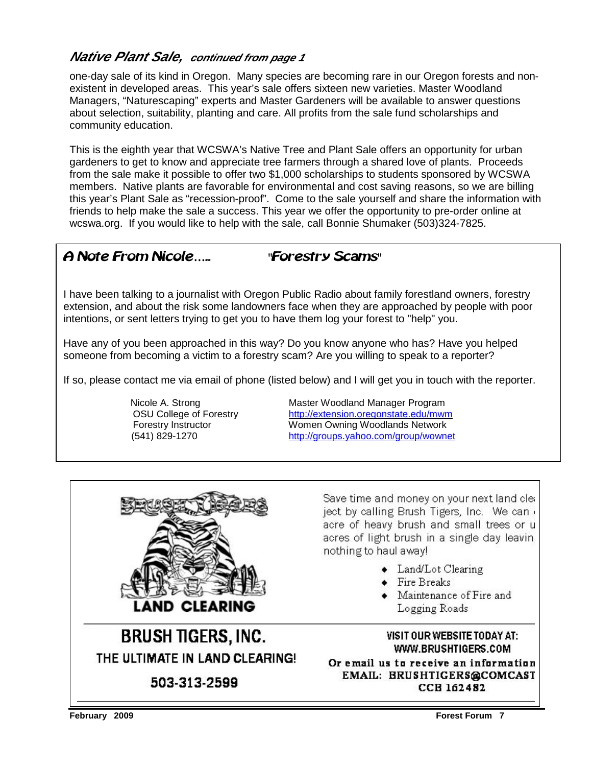## *Native Plant Sale, continued from page 1*

one-day sale of its kind in Oregon. Many species are becoming rare in our Oregon forests and non-existent in developed areas. This year's sale offers sixteen new varieties. Master Woodland Managers, "Naturescaping" experts and Master Gardeners will be available to answer questions about selection, suitability, planting and care. All profits from the sale fund scholarships and community education.

This is the eighth year that WCSWA's Native Tree and Plant Sale offers an opportunity for urban gardeners to get to know and appreciate tree farmers through a shared love of plants. Proceeds from the sale make it possible to offer two $1,000 scholarships to students sponsored by WCSWA members. Native plants are favorable for environmental and cost saving reasons, so we are billing this year's Plant Sale as "recession-proof". Come to the sale yourself and share the information with friends to help make the sale a success. This year we offer the opportunity to pre-order online at wcswa.org. If you would like to help with the sale, call Bonnie Shumaker (503)324-7825.

## *A Note From Nicole….. "Forestry Scams"*

I have been talking to a journalist with Oregon Public Radio about family forestland owners, forestry extension, and about the risk some landowners face when they are approached by people with poor intentions, or sent letters trying to get you to have them log your forest to "help" you.

Have any of you been approached in this way? Do you know anyone who has? Have you helped someone from becoming a victim to a forestry scam? Are you willing to speak to a reporter?

If so, please contact me via email of phone (listed below) and I will get you in touch with the reporter.

Nicole A. Strong
OSU College of Forestry
Forestry Instructor
(541) 829-1270

Master Woodland Manager Program
http://extension.oregonstate.edu/mwm
Women Owning Woodlands Network
http://groups.yahoo.com/group/wownet

---

BRUSH TIGERS

LAND CLEARING

**BRUSH TIGERS, INC.**
**THE ULTIMATE IN LAND CLEARING!**
**503-313-2599**

Save time and money on your next land clea ject by calling Brush Tigers, Inc. We can acre of heavy brush and small trees or u acres of light brush in a single day leavin nothing to haul away!

- Land/Lot Clearing
- Fire Breaks
- Maintenance of Fire and Logging Roads

**VISIT OUR WEBSITE TODAY AT: WWW.BRUSHTIGERS.COM**
**Or email us to receive an information**
**EMAIL: BRUSHTIGERS@COMCAST**
**CCB 162482**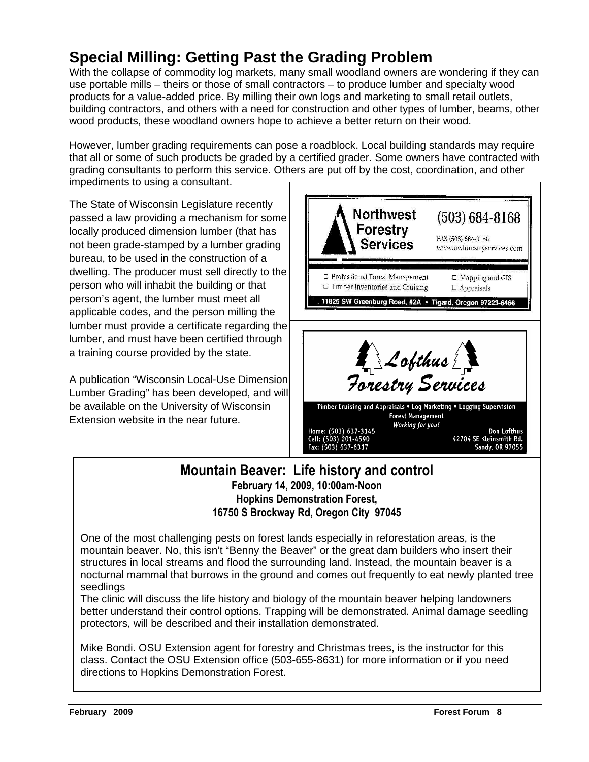# Special Milling: Getting Past the Grading Problem

With the collapse of commodity log markets, many small woodland owners are wondering if they can use portable mills – theirs or those of small contractors – to produce lumber and specialty wood products for a value-added price. By milling their own logs and marketing to small retail outlets, building contractors, and others with a need for construction and other types of lumber, beams, other wood products, these woodland owners hope to achieve a better return on their wood.

However, lumber grading requirements can pose a roadblock. Local building standards may require that all or some of such products be graded by a certified grader. Some owners have contracted with grading consultants to perform this service. Others are put off by the cost, coordination, and other impediments to using a consultant.

The State of Wisconsin Legislature recently passed a law providing a mechanism for some locally produced dimension lumber (that has not been grade-stamped by a lumber grading bureau, to be used in the construction of a dwelling. The producer must sell directly to the person who will inhabit the building or that person's agent, the lumber must meet all applicable codes, and the person milling the lumber must provide a certificate regarding the lumber, and must have been certified through a training course provided by the state.

A publication "Wisconsin Local-Use Dimension Lumber Grading" has been developed, and will be available on the University of Wisconsin Extension website in the near future.

**Northwest Forestry Services**
(503) 684-8168
FAX (503) 684-9158
www.nwforestryservices.com

- Professional Forest Management
- Timber Inventories and Cruising
- Mapping and GIS
- Appraisals

11825 SW Greenburg Road, #2A • Tigard, Oregon 97223-6466

**Lofthus Forestry Services**

Timber Cruising and Appraisals • Log Marketing • Logging Supervision
Forest Management
*Working for you!*

Home: (503) 637-3145
Cell: (503) 201-4590
Fax: (503) 637-6317

Don Lofthus
42704 SE Kleinsmith Rd.
Sandy, OR 97055

## Mountain Beaver: Life history and control

**February 14, 2009, 10:00am-Noon**
**Hopkins Demonstration Forest,**
**16750 S Brockway Rd, Oregon City 97045**

One of the most challenging pests on forest lands especially in reforestation areas, is the mountain beaver. No, this isn't "Benny the Beaver" or the great dam builders who insert their structures in local streams and flood the surrounding land. Instead, the mountain beaver is a nocturnal mammal that burrows in the ground and comes out frequently to eat newly planted tree seedlings
The clinic will discuss the life history and biology of the mountain beaver helping landowners better understand their control options. Trapping will be demonstrated. Animal damage seedling protectors, will be described and their installation demonstrated.

Mike Bondi. OSU Extension agent for forestry and Christmas trees, is the instructor for this class. Contact the OSU Extension office (503-655-8631) for more information or if you need directions to Hopkins Demonstration Forest.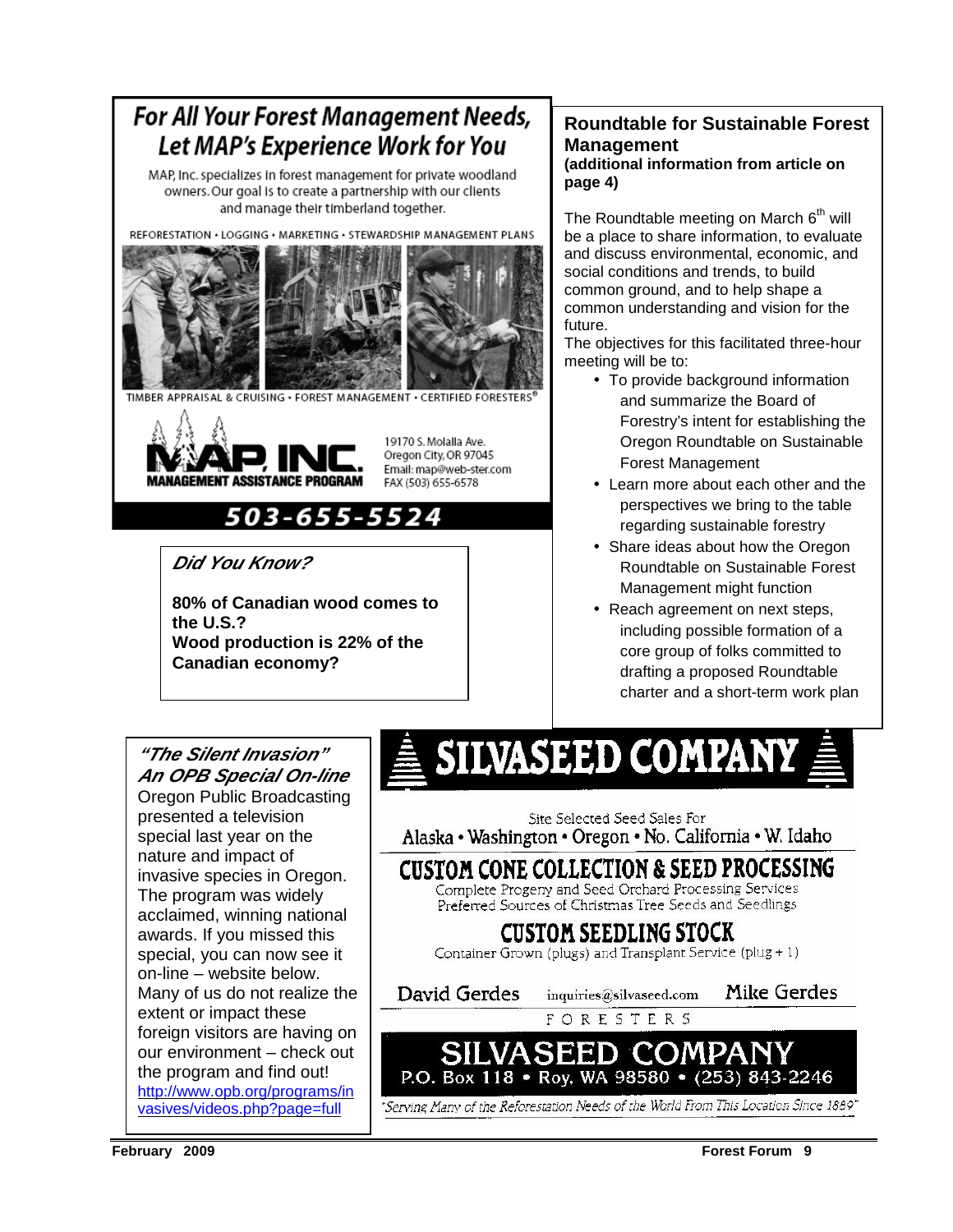## For All Your Forest Management Needs, Let MAP's Experience Work for You

MAP, Inc. specializes in forest management for private woodland owners. Our goal is to create a partnership with our clients and manage their timberland together.

REFORESTATION • LOGGING • MARKETING • STEWARDSHIP MANAGEMENT PLANS

TIMBER APPRAISAL & CRUISING • FOREST MANAGEMENT • CERTIFIED FORESTERS®

**MAP, INC.**
MANAGEMENT ASSISTANCE PROGRAM

19170 S. Molalla Ave.
Oregon City, OR 97045
Email: map@web-ster.com
FAX (503) 655-6578

**503-655-5524**

### Roundtable for Sustainable Forest Management

**(additional information from article on page 4)**

The Roundtable meeting on March 6th will be a place to share information, to evaluate and discuss environmental, economic, and social conditions and trends, to build common ground, and to help shape a common understanding and vision for the future.

The objectives for this facilitated three-hour meeting will be to:

- To provide background information and summarize the Board of Forestry's intent for establishing the Oregon Roundtable on Sustainable Forest Management
- Learn more about each other and the perspectives we bring to the table regarding sustainable forestry
- Share ideas about how the Oregon Roundtable on Sustainable Forest Management might function
- Reach agreement on next steps, including possible formation of a core group of folks committed to drafting a proposed Roundtable charter and a short-term work plan

### *Did You Know?*

**80% of Canadian wood comes to the U.S.?**
**Wood production is 22% of the Canadian economy?**

### *"The Silent Invasion" An OPB Special On-line*

Oregon Public Broadcasting presented a television special last year on the nature and impact of invasive species in Oregon. The program was widely acclaimed, winning national awards. If you missed this special, you can now see it on-line – website below. Many of us do not realize the extent or impact these foreign visitors are having on our environment – check out the program and find out!
http://www.opb.org/programs/invasives/videos.php?page=full

## SILVASEED COMPANY

Site Selected Seed Sales For
Alaska • Washington • Oregon • No. California • W. Idaho

**CUSTOM CONE COLLECTION & SEED PROCESSING**
Complete Progeny and Seed Orchard Processing Services
Preferred Sources of Christmas Tree Seeds and Seedlings

**CUSTOM SEEDLING STOCK**
Container Grown (plugs) and Transplant Service (plug + 1)

David Gerdes — inquiries@silvaseed.com — Mike Gerdes
FORESTERS

**SILVASEED COMPANY**
P.O. Box 118 • Roy, WA 98580 • (253) 843-2246

"Serving Many of the Reforestation Needs of the World From This Location Since 1889"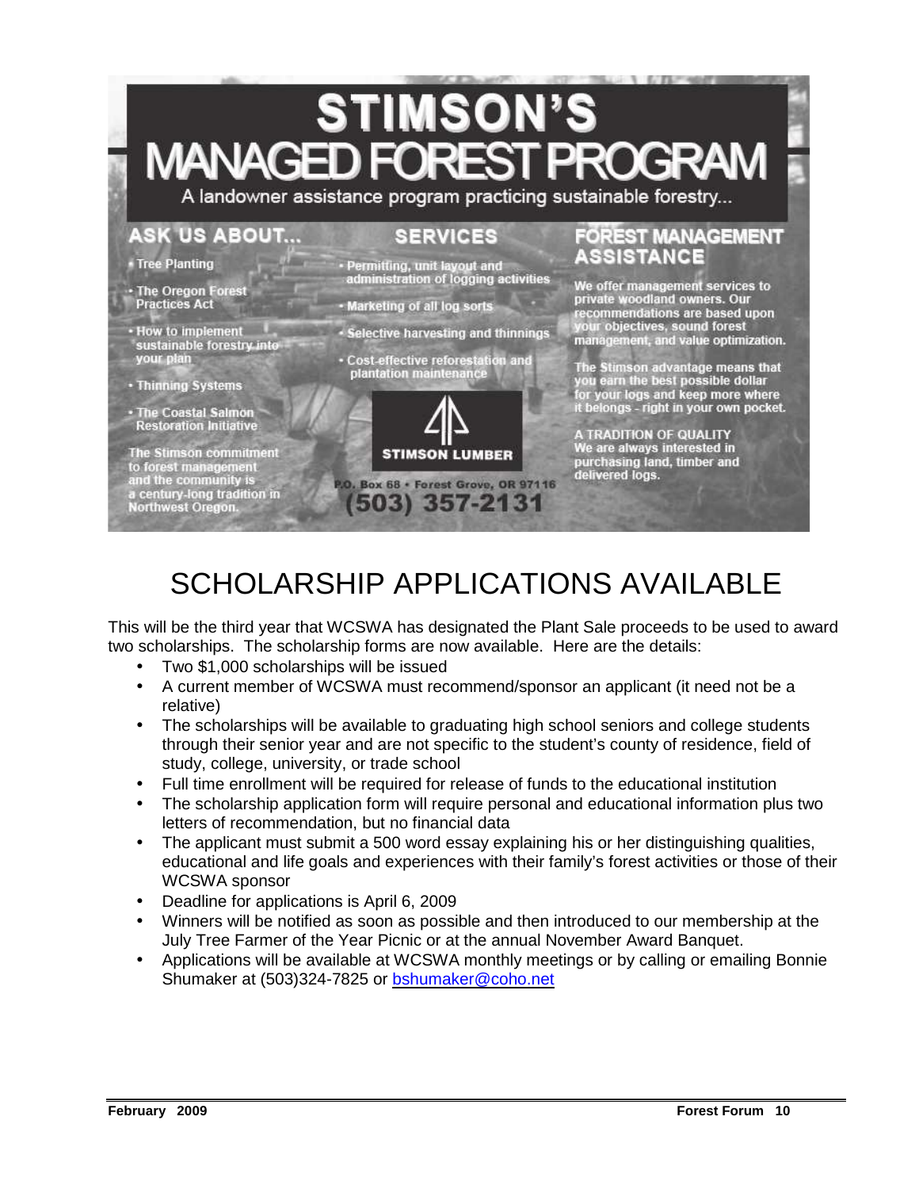# STIMSON'S MANAGED FOREST PROGRAM

A landowner assistance program practicing sustainable forestry...

## ASK US ABOUT...

- Tree Planting
- The Oregon Forest Practices Act
- How to implement sustainable forestry into your plan
- Thinning Systems
- The Coastal Salmon Restoration Initiative

The Stimson commitment to forest management and the community is a century-long tradition in Northwest Oregon.

## SERVICES

- Permitting, unit layout and administration of logging activities
- Marketing of all log sorts
- Selective harvesting and thinnings
- Cost-effective reforestation and plantation maintenance

STIMSON LUMBER

P.O. Box 68 • Forest Grove, OR 97116

(503) 357-2131

## FOREST MANAGEMENT ASSISTANCE

We offer management services to private woodland owners. Our recommendations are based upon your objectives, sound forest management, and value optimization.

The Stimson advantage means that you earn the best possible dollar for your logs and keep more where it belongs - right in your own pocket.

A TRADITION OF QUALITY
We are always interested in purchasing land, timber and delivered logs.

# SCHOLARSHIP APPLICATIONS AVAILABLE

This will be the third year that WCSWA has designated the Plant Sale proceeds to be used to award two scholarships. The scholarship forms are now available. Here are the details:

- Two $1,000 scholarships will be issued
- A current member of WCSWA must recommend/sponsor an applicant (it need not be a relative)
- The scholarships will be available to graduating high school seniors and college students through their senior year and are not specific to the student's county of residence, field of study, college, university, or trade school
- Full time enrollment will be required for release of funds to the educational institution
- The scholarship application form will require personal and educational information plus two letters of recommendation, but no financial data
- The applicant must submit a 500 word essay explaining his or her distinguishing qualities, educational and life goals and experiences with their family's forest activities or those of their WCSWA sponsor
- Deadline for applications is April 6, 2009
- Winners will be notified as soon as possible and then introduced to our membership at the July Tree Farmer of the Year Picnic or at the annual November Award Banquet.
- Applications will be available at WCSWA monthly meetings or by calling or emailing Bonnie Shumaker at (503)324-7825 or bshumaker@coho.net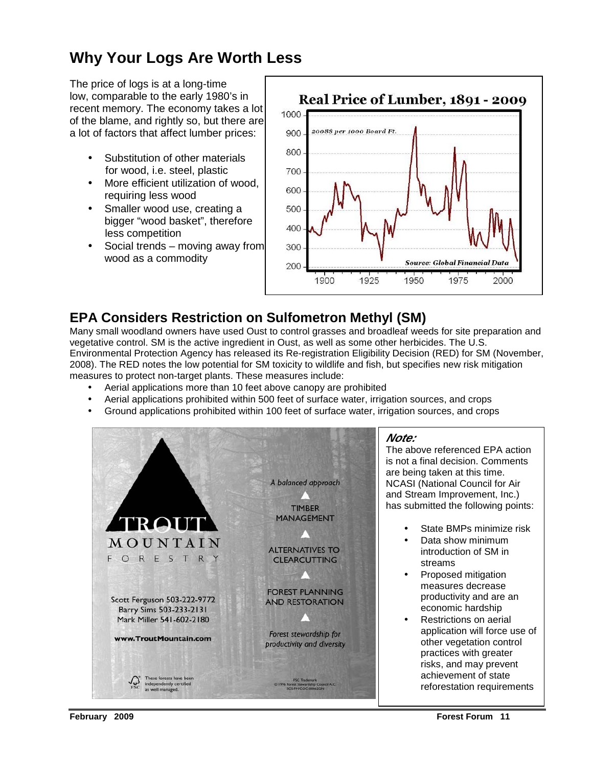## Why Your Logs Are Worth Less

The price of logs is at a long-time low, comparable to the early 1980's in recent memory. The economy takes a lot of the blame, and rightly so, but there are a lot of factors that affect lumber prices:

- Substitution of other materials for wood, i.e. steel, plastic
- More efficient utilization of wood, requiring less wood
- Smaller wood use, creating a bigger "wood basket", therefore less competition
- Social trends – moving away from wood as a commodity

**Real Price of Lumber, 1891 - 2009**

*2008$ per 1000 Board Ft.*

*Source: Global Financial Data*

## EPA Considers Restriction on Sulfometron Methyl (SM)

Many small woodland owners have used Oust to control grasses and broadleaf weeds for site preparation and vegetative control. SM is the active ingredient in Oust, as well as some other herbicides. The U.S. Environmental Protection Agency has released its Re-registration Eligibility Decision (RED) for SM (November, 2008). The RED notes the low potential for SM toxicity to wildlife and fish, but specifies new risk mitigation measures to protect non-target plants. These measures include:

- Aerial applications more than 10 feet above canopy are prohibited
- Aerial applications prohibited within 500 feet of surface water, irrigation sources, and crops
- Ground applications prohibited within 100 feet of surface water, irrigation sources, and crops

**TROUT MOUNTAIN FORESTRY**

Scott Ferguson 503-222-9772
Barry Sims 503-233-2131
Mark Miller 541-602-2180

**www.TroutMountain.com**

These forests have been independently certified as well managed.

*A balanced approach*

TIMBER MANAGEMENT

ALTERNATIVES TO CLEARCUTTING

FOREST PLANNING AND RESTORATION

*Forest stewardship for productivity and diversity*

FSC Trademark
© 1996 Forest Stewardship Council A.C.
SCS-FM/COC-00062GN

***Note:***

The above referenced EPA action is not a final decision. Comments are being taken at this time. NCASI (National Council for Air and Stream Improvement, Inc.) has submitted the following points:

- State BMPs minimize risk
- Data show minimum introduction of SM in streams
- Proposed mitigation measures decrease productivity and are an economic hardship
- Restrictions on aerial application will force use of other vegetation control practices with greater risks, and may prevent achievement of state reforestation requirements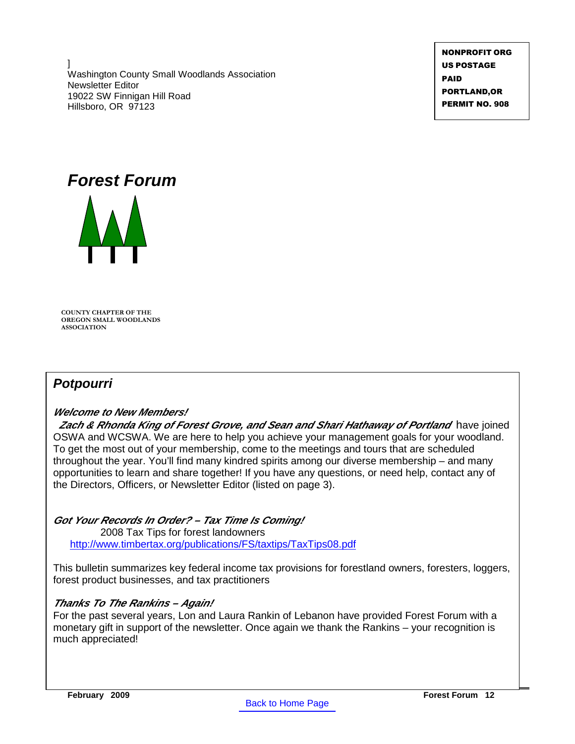]
Washington County Small Woodlands Association
Newsletter Editor
19022 SW Finnigan Hill Road
Hillsboro, OR 97123

NONPROFIT ORG
US POSTAGE
PAID
PORTLAND,OR
PERMIT NO. 908

# *Forest Forum*

COUNTY CHAPTER OF THE
OREGON SMALL WOODLANDS
ASSOCIATION

## *Potpourri*

***Welcome to New Members!***

***Zach & Rhonda King of Forest Grove, and Sean and Shari Hathaway of Portland*** have joined OSWA and WCSWA. We are here to help you achieve your management goals for your woodland. To get the most out of your membership, come to the meetings and tours that are scheduled throughout the year. You'll find many kindred spirits among our diverse membership – and many opportunities to learn and share together! If you have any questions, or need help, contact any of the Directors, Officers, or Newsletter Editor (listed on page 3).

***Got Your Records In Order? – Tax Time Is Coming!***

2008 Tax Tips for forest landowners
http://www.timbertax.org/publications/FS/taxtips/TaxTips08.pdf

This bulletin summarizes key federal income tax provisions for forestland owners, foresters, loggers, forest product businesses, and tax practitioners

***Thanks To The Rankins – Again!***

For the past several years, Lon and Laura Rankin of Lebanon have provided Forest Forum with a monetary gift in support of the newsletter. Once again we thank the Rankins – your recognition is much appreciated!

Back to Home Page